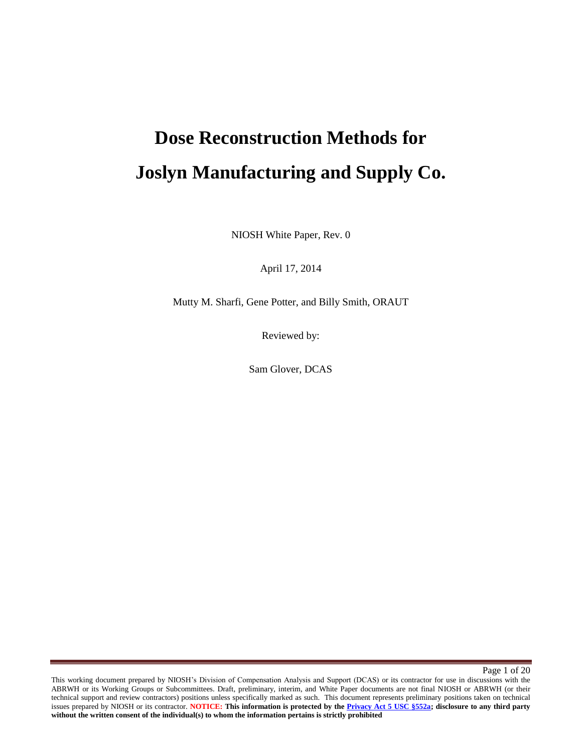# Dose Reconstruction Methods for Joslyn Manufacturing and Supply Co.

NIOSH White Paper, Rev. 0

April 17, 2014

Mutty M. Sharfi, Gene Potter, and Billy Smith, ORAUT

Reviewed by:

Sam Glover, DCAS

This working document prepared by NIOSH's Division of Compensation Analysis and Support (DCAS) or its contractor for use in discussions with the ABRWH or its Working Groups or Subcommittees. Draft, preliminary, interim, and White Paper documents are not final NIOSH or ABRWH (or their technical support and review contractors) positions unless specifically marked as such. This document represents preliminary positions taken on technical issues prepared by NIOSH or its contractor. **NOTICE: This information is protected by the Privacy Act 5 USC §552a; disclosure to any third party without the written consent of the individual(s) to whom the information pertains is strictly prohibited**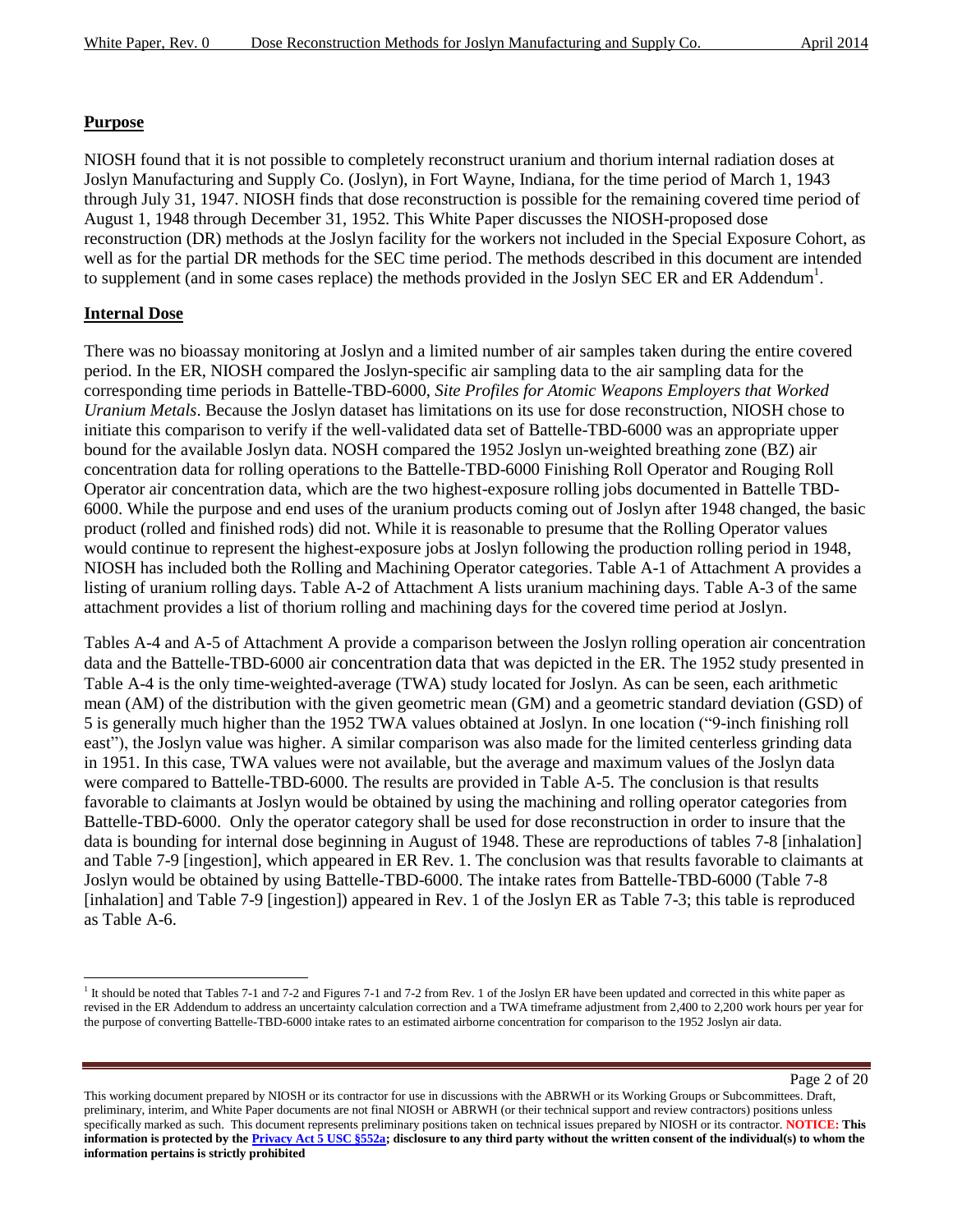## Purpose

NIOSH found that it is not possible to completely reconstruct uranium and thorium internal radiation doses at Joslyn Manufacturing and Supply Co. (Joslyn), in Fort Wayne, Indiana, for the time period of March 1, 1943 through July 31, 1947. NIOSH finds that dose reconstruction is possible for the remaining covered time period of August 1, 1948 through December 31, 1952. This White Paper discusses the NIOSH-proposed dose reconstruction (DR) methods at the Joslyn facility for the workers not included in the Special Exposure Cohort, as well as for the partial DR methods for the SEC time period. The methods described in this document are intended to supplement (and in some cases replace) the methods provided in the Joslyn SEC ER and ER Addendum[1].

## Internal Dose

There was no bioassay monitoring at Joslyn and a limited number of air samples taken during the entire covered period. In the ER, NIOSH compared the Joslyn-specific air sampling data to the air sampling data for the corresponding time periods in Battelle-TBD-6000, *Site Profiles for Atomic Weapons Employers that Worked Uranium Metals*. Because the Joslyn dataset has limitations on its use for dose reconstruction, NIOSH chose to initiate this comparison to verify if the well-validated data set of Battelle-TBD-6000 was an appropriate upper bound for the available Joslyn data. NOSH compared the 1952 Joslyn un-weighted breathing zone (BZ) air concentration data for rolling operations to the Battelle-TBD-6000 Finishing Roll Operator and Rouging Roll Operator air concentration data, which are the two highest-exposure rolling jobs documented in Battelle TBD-6000. While the purpose and end uses of the uranium products coming out of Joslyn after 1948 changed, the basic product (rolled and finished rods) did not. While it is reasonable to presume that the Rolling Operator values would continue to represent the highest-exposure jobs at Joslyn following the production rolling period in 1948, NIOSH has included both the Rolling and Machining Operator categories. Table A-1 of Attachment A provides a listing of uranium rolling days. Table A-2 of Attachment A lists uranium machining days. Table A-3 of the same attachment provides a list of thorium rolling and machining days for the covered time period at Joslyn.

Tables A-4 and A-5 of Attachment A provide a comparison between the Joslyn rolling operation air concentration data and the Battelle-TBD-6000 air concentration data that was depicted in the ER. The 1952 study presented in Table A-4 is the only time-weighted-average (TWA) study located for Joslyn. As can be seen, each arithmetic mean (AM) of the distribution with the given geometric mean (GM) and a geometric standard deviation (GSD) of 5 is generally much higher than the 1952 TWA values obtained at Joslyn. In one location ("9-inch finishing roll east"), the Joslyn value was higher. A similar comparison was also made for the limited centerless grinding data in 1951. In this case, TWA values were not available, but the average and maximum values of the Joslyn data were compared to Battelle-TBD-6000. The results are provided in Table A-5. The conclusion is that results favorable to claimants at Joslyn would be obtained by using the machining and rolling operator categories from Battelle-TBD-6000. Only the operator category shall be used for dose reconstruction in order to insure that the data is bounding for internal dose beginning in August of 1948. These are reproductions of tables 7-8 [inhalation] and Table 7-9 [ingestion], which appeared in ER Rev. 1. The conclusion was that results favorable to claimants at Joslyn would be obtained by using Battelle-TBD-6000. The intake rates from Battelle-TBD-6000 (Table 7-8 [inhalation] and Table 7-9 [ingestion]) appeared in Rev. 1 of the Joslyn ER as Table 7-3; this table is reproduced as Table A-6.

[1] It should be noted that Tables 7-1 and 7-2 and Figures 7-1 and 7-2 from Rev. 1 of the Joslyn ER have been updated and corrected in this white paper as revised in the ER Addendum to address an uncertainty calculation correction and a TWA timeframe adjustment from 2,400 to 2,200 work hours per year for the purpose of converting Battelle-TBD-6000 intake rates to an estimated airborne concentration for comparison to the 1952 Joslyn air data.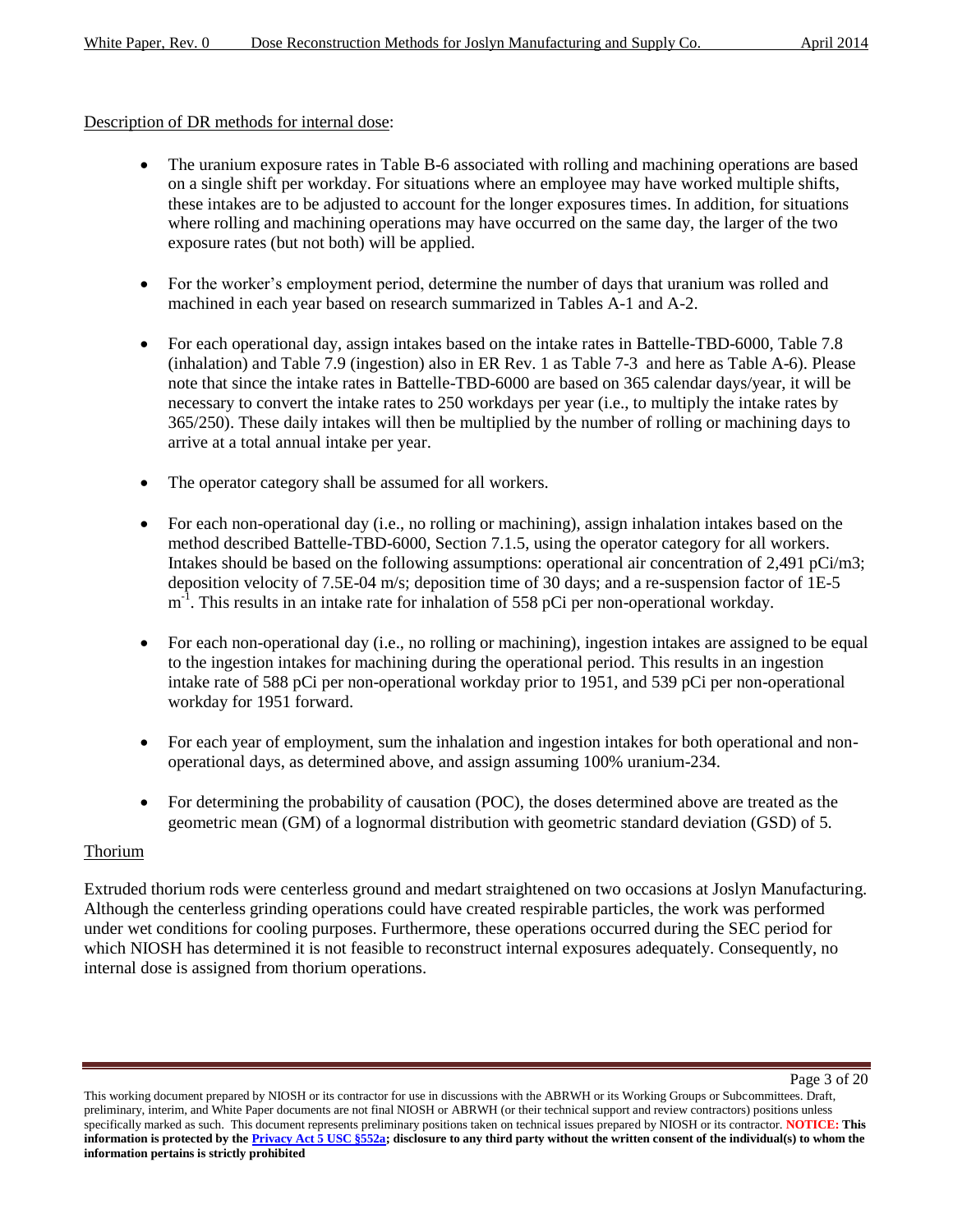Description of DR methods for internal dose:

- The uranium exposure rates in Table B-6 associated with rolling and machining operations are based on a single shift per workday. For situations where an employee may have worked multiple shifts, these intakes are to be adjusted to account for the longer exposures times. In addition, for situations where rolling and machining operations may have occurred on the same day, the larger of the two exposure rates (but not both) will be applied.

- For the worker's employment period, determine the number of days that uranium was rolled and machined in each year based on research summarized in Tables A-1 and A-2.

- For each operational day, assign intakes based on the intake rates in Battelle-TBD-6000, Table 7.8 (inhalation) and Table 7.9 (ingestion) also in ER Rev. 1 as Table 7-3 and here as Table A-6). Please note that since the intake rates in Battelle-TBD-6000 are based on 365 calendar days/year, it will be necessary to convert the intake rates to 250 workdays per year (i.e., to multiply the intake rates by 365/250). These daily intakes will then be multiplied by the number of rolling or machining days to arrive at a total annual intake per year.

- The operator category shall be assumed for all workers.

- For each non-operational day (i.e., no rolling or machining), assign inhalation intakes based on the method described Battelle-TBD-6000, Section 7.1.5, using the operator category for all workers. Intakes should be based on the following assumptions: operational air concentration of 2,491 pCi/m3; deposition velocity of 7.5E-04 m/s; deposition time of 30 days; and a re-suspension factor of 1E-5 $m^{-1}$. This results in an intake rate for inhalation of 558 pCi per non-operational workday.

- For each non-operational day (i.e., no rolling or machining), ingestion intakes are assigned to be equal to the ingestion intakes for machining during the operational period. This results in an ingestion intake rate of 588 pCi per non-operational workday prior to 1951, and 539 pCi per non-operational workday for 1951 forward.

- For each year of employment, sum the inhalation and ingestion intakes for both operational and non-operational days, as determined above, and assign assuming 100% uranium-234.

- For determining the probability of causation (POC), the doses determined above are treated as the geometric mean (GM) of a lognormal distribution with geometric standard deviation (GSD) of 5.

Thorium

Extruded thorium rods were centerless ground and medart straightened on two occasions at Joslyn Manufacturing. Although the centerless grinding operations could have created respirable particles, the work was performed under wet conditions for cooling purposes. Furthermore, these operations occurred during the SEC period for which NIOSH has determined it is not feasible to reconstruct internal exposures adequately. Consequently, no internal dose is assigned from thorium operations.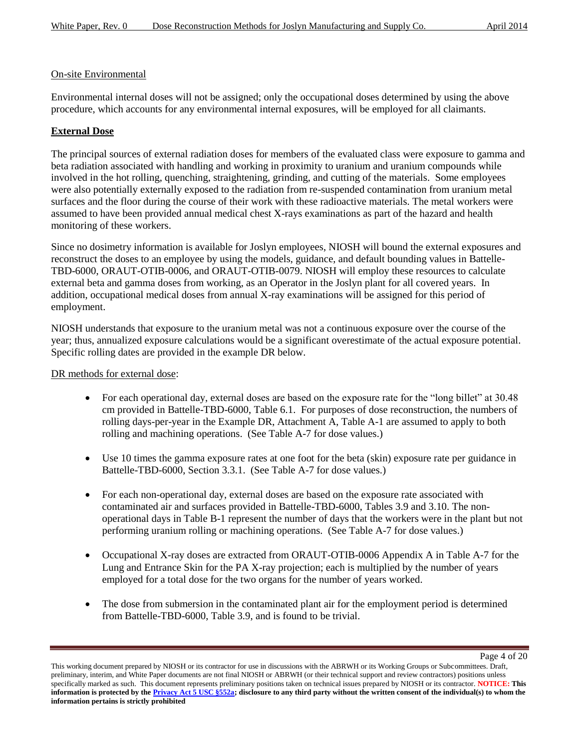On-site Environmental

Environmental internal doses will not be assigned; only the occupational doses determined by using the above procedure, which accounts for any environmental internal exposures, will be employed for all claimants.

## External Dose

The principal sources of external radiation doses for members of the evaluated class were exposure to gamma and beta radiation associated with handling and working in proximity to uranium and uranium compounds while involved in the hot rolling, quenching, straightening, grinding, and cutting of the materials. Some employees were also potentially externally exposed to the radiation from re-suspended contamination from uranium metal surfaces and the floor during the course of their work with these radioactive materials. The metal workers were assumed to have been provided annual medical chest X-rays examinations as part of the hazard and health monitoring of these workers.

Since no dosimetry information is available for Joslyn employees, NIOSH will bound the external exposures and reconstruct the doses to an employee by using the models, guidance, and default bounding values in Battelle-TBD-6000, ORAUT-OTIB-0006, and ORAUT-OTIB-0079. NIOSH will employ these resources to calculate external beta and gamma doses from working, as an Operator in the Joslyn plant for all covered years. In addition, occupational medical doses from annual X-ray examinations will be assigned for this period of employment.

NIOSH understands that exposure to the uranium metal was not a continuous exposure over the course of the year; thus, annualized exposure calculations would be a significant overestimate of the actual exposure potential. Specific rolling dates are provided in the example DR below.

DR methods for external dose:

- For each operational day, external doses are based on the exposure rate for the "long billet" at 30.48 cm provided in Battelle-TBD-6000, Table 6.1. For purposes of dose reconstruction, the numbers of rolling days-per-year in the Example DR, Attachment A, Table A-1 are assumed to apply to both rolling and machining operations. (See Table A-7 for dose values.)

- Use 10 times the gamma exposure rates at one foot for the beta (skin) exposure rate per guidance in Battelle-TBD-6000, Section 3.3.1. (See Table A-7 for dose values.)

- For each non-operational day, external doses are based on the exposure rate associated with contaminated air and surfaces provided in Battelle-TBD-6000, Tables 3.9 and 3.10. The non-operational days in Table B-1 represent the number of days that the workers were in the plant but not performing uranium rolling or machining operations. (See Table A-7 for dose values.)

- Occupational X-ray doses are extracted from ORAUT-OTIB-0006 Appendix A in Table A-7 for the Lung and Entrance Skin for the PA X-ray projection; each is multiplied by the number of years employed for a total dose for the two organs for the number of years worked.

- The dose from submersion in the contaminated plant air for the employment period is determined from Battelle-TBD-6000, Table 3.9, and is found to be trivial.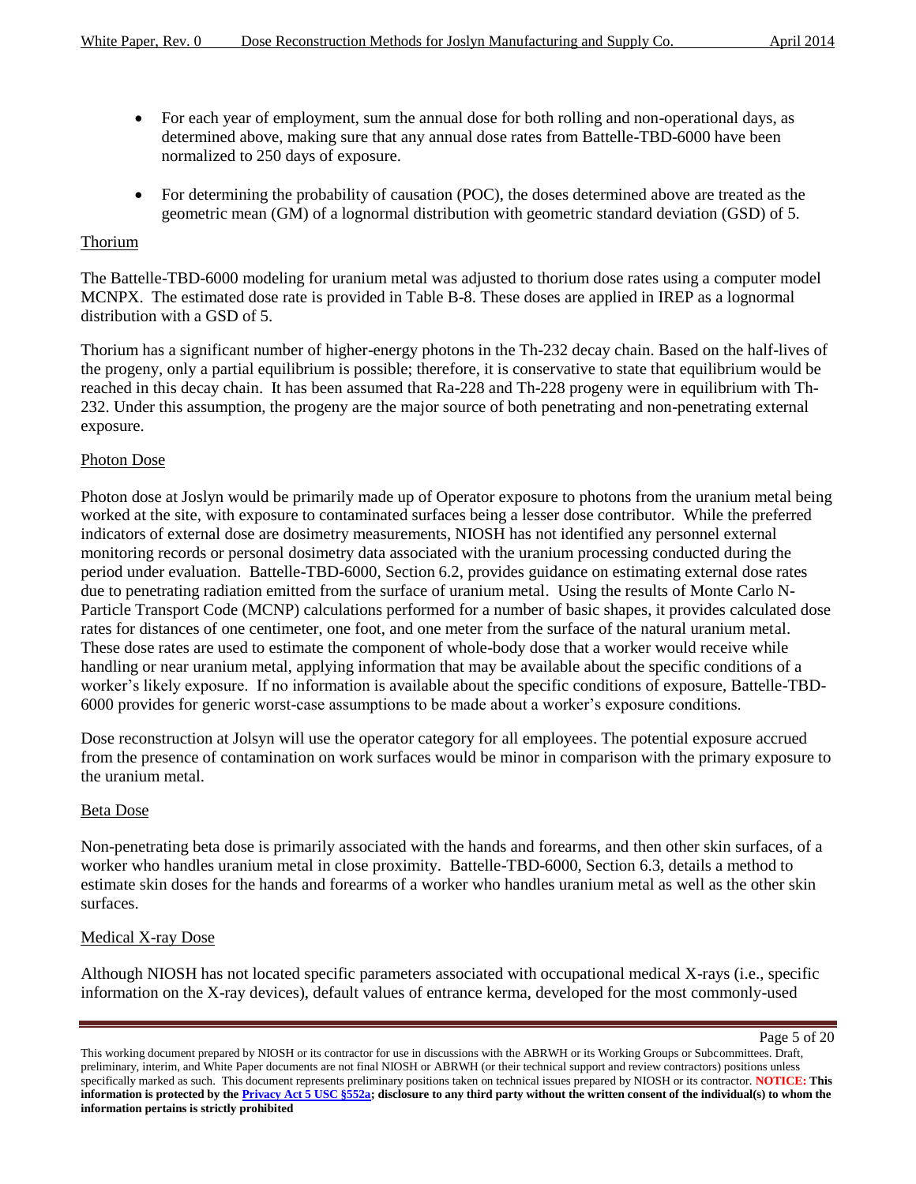- For each year of employment, sum the annual dose for both rolling and non-operational days, as determined above, making sure that any annual dose rates from Battelle-TBD-6000 have been normalized to 250 days of exposure.
- For determining the probability of causation (POC), the doses determined above are treated as the geometric mean (GM) of a lognormal distribution with geometric standard deviation (GSD) of 5.

<u>Thorium</u>

The Battelle-TBD-6000 modeling for uranium metal was adjusted to thorium dose rates using a computer model MCNPX. The estimated dose rate is provided in Table B-8. These doses are applied in IREP as a lognormal distribution with a GSD of 5.

Thorium has a significant number of higher-energy photons in the Th-232 decay chain. Based on the half-lives of the progeny, only a partial equilibrium is possible; therefore, it is conservative to state that equilibrium would be reached in this decay chain. It has been assumed that Ra-228 and Th-228 progeny were in equilibrium with Th-232. Under this assumption, the progeny are the major source of both penetrating and non-penetrating external exposure.

<u>Photon Dose</u>

Photon dose at Joslyn would be primarily made up of Operator exposure to photons from the uranium metal being worked at the site, with exposure to contaminated surfaces being a lesser dose contributor. While the preferred indicators of external dose are dosimetry measurements, NIOSH has not identified any personnel external monitoring records or personal dosimetry data associated with the uranium processing conducted during the period under evaluation. Battelle-TBD-6000, Section 6.2, provides guidance on estimating external dose rates due to penetrating radiation emitted from the surface of uranium metal. Using the results of Monte Carlo N-Particle Transport Code (MCNP) calculations performed for a number of basic shapes, it provides calculated dose rates for distances of one centimeter, one foot, and one meter from the surface of the natural uranium metal. These dose rates are used to estimate the component of whole-body dose that a worker would receive while handling or near uranium metal, applying information that may be available about the specific conditions of a worker's likely exposure. If no information is available about the specific conditions of exposure, Battelle-TBD-6000 provides for generic worst-case assumptions to be made about a worker's exposure conditions.

Dose reconstruction at Jolsyn will use the operator category for all employees. The potential exposure accrued from the presence of contamination on work surfaces would be minor in comparison with the primary exposure to the uranium metal.

<u>Beta Dose</u>

Non-penetrating beta dose is primarily associated with the hands and forearms, and then other skin surfaces, of a worker who handles uranium metal in close proximity. Battelle-TBD-6000, Section 6.3, details a method to estimate skin doses for the hands and forearms of a worker who handles uranium metal as well as the other skin surfaces.

<u>Medical X-ray Dose</u>

Although NIOSH has not located specific parameters associated with occupational medical X-rays (i.e., specific information on the X-ray devices), default values of entrance kerma, developed for the most commonly-used

This working document prepared by NIOSH or its contractor for use in discussions with the ABRWH or its Working Groups or Subcommittees. Draft, preliminary, interim, and White Paper documents are not final NIOSH or ABRWH (or their technical support and review contractors) positions unless specifically marked as such. This document represents preliminary positions taken on technical issues prepared by NIOSH or its contractor. **NOTICE: This information is protected by the Privacy Act 5 USC §552a; disclosure to any third party without the written consent of the individual(s) to whom the information pertains is strictly prohibited**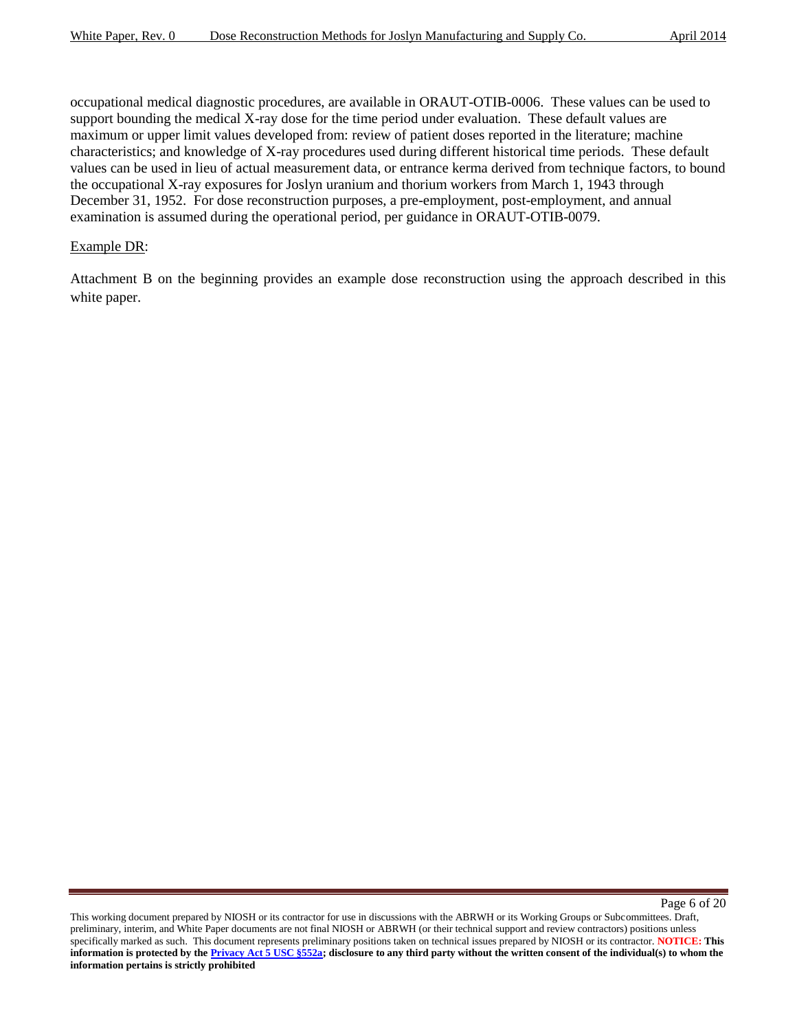occupational medical diagnostic procedures, are available in ORAUT-OTIB-0006. These values can be used to support bounding the medical X-ray dose for the time period under evaluation. These default values are maximum or upper limit values developed from: review of patient doses reported in the literature; machine characteristics; and knowledge of X-ray procedures used during different historical time periods. These default values can be used in lieu of actual measurement data, or entrance kerma derived from technique factors, to bound the occupational X-ray exposures for Joslyn uranium and thorium workers from March 1, 1943 through December 31, 1952. For dose reconstruction purposes, a pre-employment, post-employment, and annual examination is assumed during the operational period, per guidance in ORAUT-OTIB-0079.

Example DR:

Attachment B on the beginning provides an example dose reconstruction using the approach described in this white paper.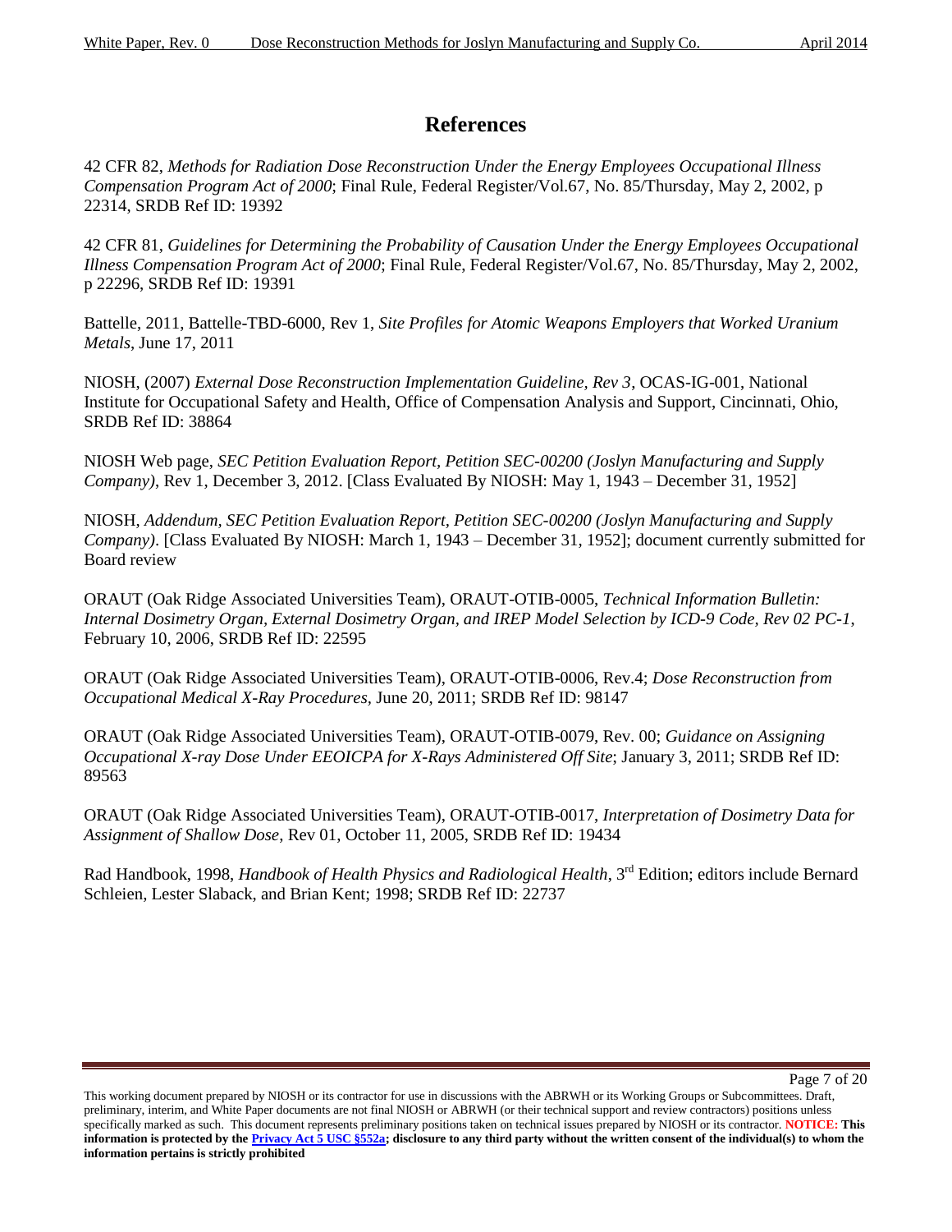# References

42 CFR 82, *Methods for Radiation Dose Reconstruction Under the Energy Employees Occupational Illness Compensation Program Act of 2000*; Final Rule, Federal Register/Vol.67, No. 85/Thursday, May 2, 2002, p 22314, SRDB Ref ID: 19392

42 CFR 81, *Guidelines for Determining the Probability of Causation Under the Energy Employees Occupational Illness Compensation Program Act of 2000*; Final Rule, Federal Register/Vol.67, No. 85/Thursday, May 2, 2002, p 22296, SRDB Ref ID: 19391

Battelle, 2011, Battelle-TBD-6000, Rev 1, *Site Profiles for Atomic Weapons Employers that Worked Uranium Metals*, June 17, 2011

NIOSH, (2007) *External Dose Reconstruction Implementation Guideline, Rev 3*, OCAS-IG-001, National Institute for Occupational Safety and Health, Office of Compensation Analysis and Support, Cincinnati, Ohio, SRDB Ref ID: 38864

NIOSH Web page, *SEC Petition Evaluation Report, Petition SEC-00200 (Joslyn Manufacturing and Supply Company)*, Rev 1, December 3, 2012. [Class Evaluated By NIOSH: May 1, 1943 – December 31, 1952]

NIOSH, *Addendum, SEC Petition Evaluation Report, Petition SEC-00200 (Joslyn Manufacturing and Supply Company)*. [Class Evaluated By NIOSH: March 1, 1943 – December 31, 1952]; document currently submitted for Board review

ORAUT (Oak Ridge Associated Universities Team), ORAUT-OTIB-0005, *Technical Information Bulletin: Internal Dosimetry Organ, External Dosimetry Organ, and IREP Model Selection by ICD-9 Code, Rev 02 PC-1*, February 10, 2006, SRDB Ref ID: 22595

ORAUT (Oak Ridge Associated Universities Team), ORAUT-OTIB-0006, Rev.4; *Dose Reconstruction from Occupational Medical X-Ray Procedures*, June 20, 2011; SRDB Ref ID: 98147

ORAUT (Oak Ridge Associated Universities Team), ORAUT-OTIB-0079, Rev. 00; *Guidance on Assigning Occupational X-ray Dose Under EEOICPA for X-Rays Administered Off Site*; January 3, 2011; SRDB Ref ID: 89563

ORAUT (Oak Ridge Associated Universities Team), ORAUT-OTIB-0017, *Interpretation of Dosimetry Data for Assignment of Shallow Dose*, Rev 01, October 11, 2005, SRDB Ref ID: 19434

Rad Handbook, 1998, *Handbook of Health Physics and Radiological Health*, 3rd Edition; editors include Bernard Schleien, Lester Slaback, and Brian Kent; 1998; SRDB Ref ID: 22737

This working document prepared by NIOSH or its contractor for use in discussions with the ABRWH or its Working Groups or Subcommittees. Draft, preliminary, interim, and White Paper documents are not final NIOSH or ABRWH (or their technical support and review contractors) positions unless specifically marked as such. This document represents preliminary positions taken on technical issues prepared by NIOSH or its contractor. **NOTICE: This information is protected by the Privacy Act 5 USC §552a; disclosure to any third party without the written consent of the individual(s) to whom the information pertains is strictly prohibited**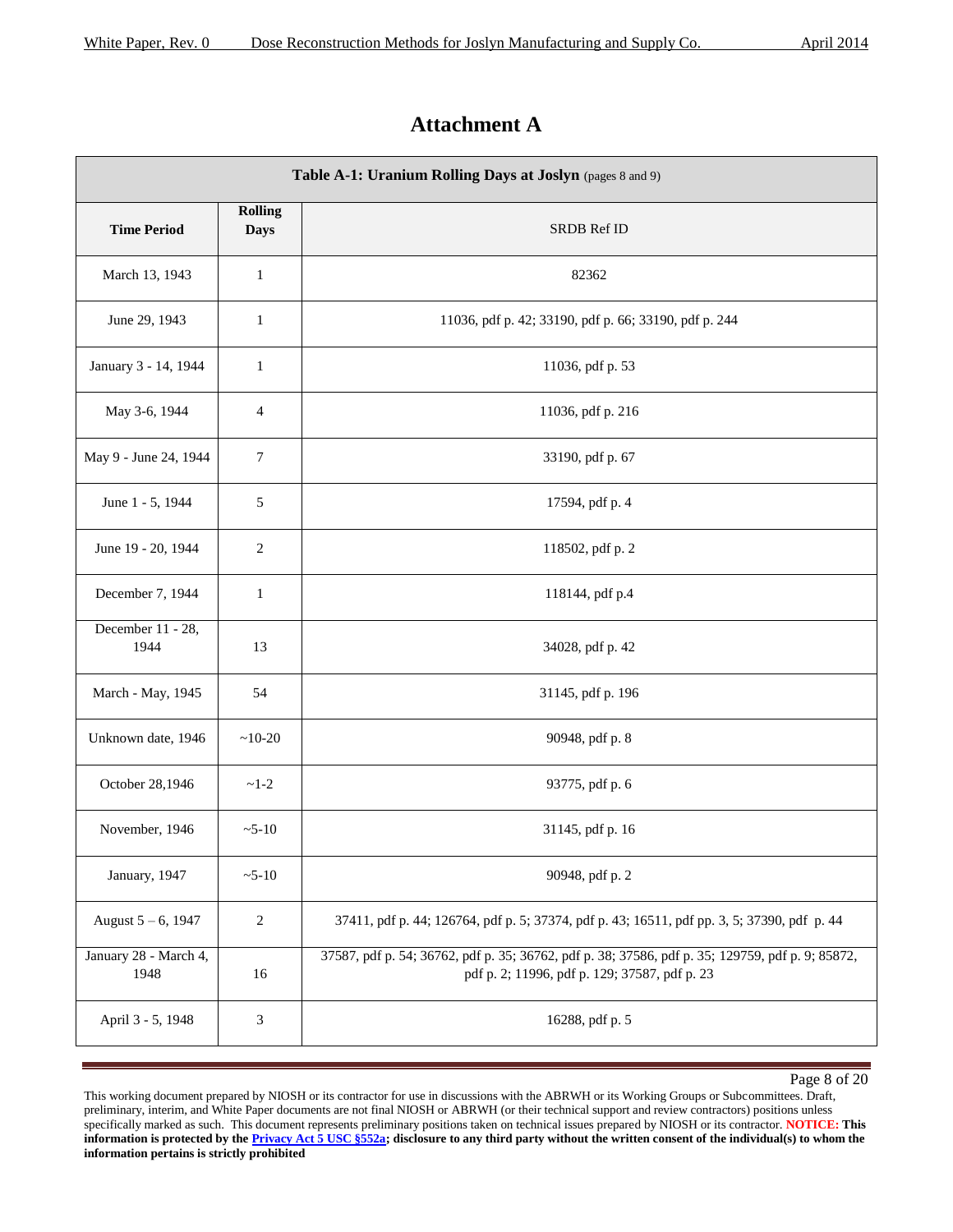# Attachment A

| Table A-1: Uranium Rolling Days at Joslyn (pages 8 and 9) | | |
|---|---|---|
| **Time Period** | **Rolling Days** | SRDB Ref ID |
| March 13, 1943 | 1 | 82362 |
| June 29, 1943 | 1 | 11036, pdf p. 42; 33190, pdf p. 66; 33190, pdf p. 244 |
| January 3 - 14, 1944 | 1 | 11036, pdf p. 53 |
| May 3-6, 1944 | 4 | 11036, pdf p. 216 |
| May 9 - June 24, 1944 | 7 | 33190, pdf p. 67 |
| June 1 - 5, 1944 | 5 | 17594, pdf p. 4 |
| June 19 - 20, 1944 | 2 | 118502, pdf p. 2 |
| December 7, 1944 | 1 | 118144, pdf p.4 |
| December 11 - 28, 1944 | 13 | 34028, pdf p. 42 |
| March - May, 1945 | 54 | 31145, pdf p. 196 |
| Unknown date, 1946 | ~10-20 | 90948, pdf p. 8 |
| October 28,1946 | ~1-2 | 93775, pdf p. 6 |
| November, 1946 | ~5-10 | 31145, pdf p. 16 |
| January, 1947 | ~5-10 | 90948, pdf p. 2 |
| August 5 – 6, 1947 | 2 | 37411, pdf p. 44; 126764, pdf p. 5; 37374, pdf p. 43; 16511, pdf pp. 3, 5; 37390, pdf p. 44 |
| January 28 - March 4, 1948 | 16 | 37587, pdf p. 54; 36762, pdf p. 35; 36762, pdf p. 38; 37586, pdf p. 35; 129759, pdf p. 9; 85872, pdf p. 2; 11996, pdf p. 129; 37587, pdf p. 23 |
| April 3 - 5, 1948 | 3 | 16288, pdf p. 5 |

This working document prepared by NIOSH or its contractor for use in discussions with the ABRWH or its Working Groups or Subcommittees. Draft, preliminary, interim, and White Paper documents are not final NIOSH or ABRWH (or their technical support and review contractors) positions unless specifically marked as such. This document represents preliminary positions taken on technical issues prepared by NIOSH or its contractor. **NOTICE: This information is protected by the Privacy Act 5 USC §552a; disclosure to any third party without the written consent of the individual(s) to whom the information pertains is strictly prohibited**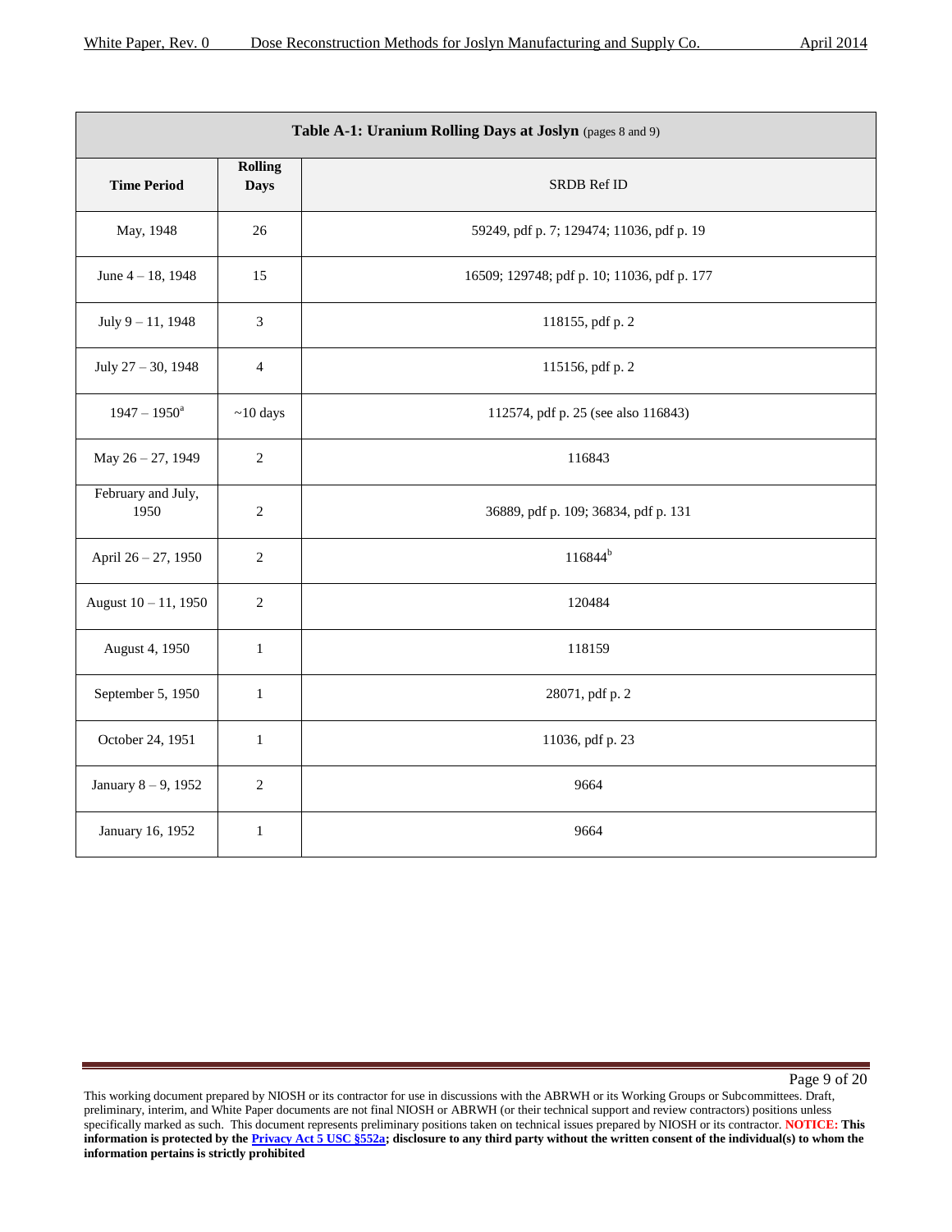| **Table A-1: Uranium Rolling Days at Joslyn** (pages 8 and 9) | | |
|---|---|---|
| **Time Period** | **Rolling Days** | SRDB Ref ID |
| May, 1948 | 26 | 59249, pdf p. 7; 129474; 11036, pdf p. 19 |
| June 4 – 18, 1948 | 15 | 16509; 129748; pdf p. 10; 11036, pdf p. 177 |
| July 9 – 11, 1948 | 3 | 118155, pdf p. 2 |
| July 27 – 30, 1948 | 4 | 115156, pdf p. 2 |
| 1947 – 1950[a] | ~10 days | 112574, pdf p. 25 (see also 116843) |
| May 26 – 27, 1949 | 2 | 116843 |
| February and July, 1950 | 2 | 36889, pdf p. 109; 36834, pdf p. 131 |
| April 26 – 27, 1950 | 2 | 116844[b] |
| August 10 – 11, 1950 | 2 | 120484 |
| August 4, 1950 | 1 | 118159 |
| September 5, 1950 | 1 | 28071, pdf p. 2 |
| October 24, 1951 | 1 | 11036, pdf p. 23 |
| January 8 – 9, 1952 | 2 | 9664 |
| January 16, 1952 | 1 | 9664 |

This working document prepared by NIOSH or its contractor for use in discussions with the ABRWH or its Working Groups or Subcommittees. Draft, preliminary, interim, and White Paper documents are not final NIOSH or ABRWH (or their technical support and review contractors) positions unless specifically marked as such. This document represents preliminary positions taken on technical issues prepared by NIOSH or its contractor. **NOTICE: This information is protected by the Privacy Act 5 USC §552a; disclosure to any third party without the written consent of the individual(s) to whom the information pertains is strictly prohibited**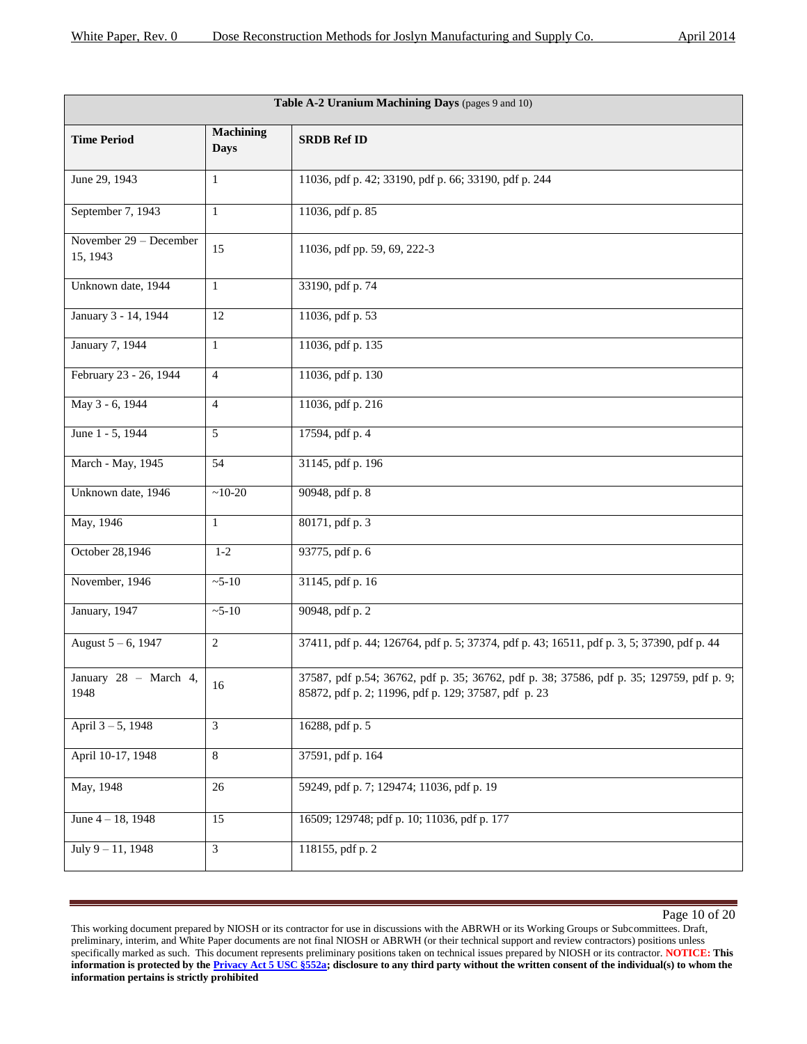| Table A-2 Uranium Machining Days (pages 9 and 10) | | |
|---|---|---|
| **Time Period** | **Machining Days** | **SRDB Ref ID** |
| June 29, 1943 | 1 | 11036, pdf p. 42; 33190, pdf p. 66; 33190, pdf p. 244 |
| September 7, 1943 | 1 | 11036, pdf p. 85 |
| November 29 – December 15, 1943 | 15 | 11036, pdf pp. 59, 69, 222-3 |
| Unknown date, 1944 | 1 | 33190, pdf p. 74 |
| January 3 - 14, 1944 | 12 | 11036, pdf p. 53 |
| January 7, 1944 | 1 | 11036, pdf p. 135 |
| February 23 - 26, 1944 | 4 | 11036, pdf p. 130 |
| May 3 - 6, 1944 | 4 | 11036, pdf p. 216 |
| June 1 - 5, 1944 | 5 | 17594, pdf p. 4 |
| March - May, 1945 | 54 | 31145, pdf p. 196 |
| Unknown date, 1946 | ~10-20 | 90948, pdf p. 8 |
| May, 1946 | 1 | 80171, pdf p. 3 |
| October 28,1946 | 1-2 | 93775, pdf p. 6 |
| November, 1946 | ~5-10 | 31145, pdf p. 16 |
| January, 1947 | ~5-10 | 90948, pdf p. 2 |
| August 5 – 6, 1947 | 2 | 37411, pdf p. 44; 126764, pdf p. 5; 37374, pdf p. 43; 16511, pdf p. 3, 5; 37390, pdf p. 44 |
| January 28 – March 4, 1948 | 16 | 37587, pdf p.54; 36762, pdf p. 35; 36762, pdf p. 38; 37586, pdf p. 35; 129759, pdf p. 9; 85872, pdf p. 2; 11996, pdf p. 129; 37587, pdf p. 23 |
| April 3 – 5, 1948 | 3 | 16288, pdf p. 5 |
| April 10-17, 1948 | 8 | 37591, pdf p. 164 |
| May, 1948 | 26 | 59249, pdf p. 7; 129474; 11036, pdf p. 19 |
| June 4 – 18, 1948 | 15 | 16509; 129748; pdf p. 10; 11036, pdf p. 177 |
| July 9 – 11, 1948 | 3 | 118155, pdf p. 2 |

This working document prepared by NIOSH or its contractor for use in discussions with the ABRWH or its Working Groups or Subcommittees. Draft, preliminary, interim, and White Paper documents are not final NIOSH or ABRWH (or their technical support and review contractors) positions unless specifically marked as such. This document represents preliminary positions taken on technical issues prepared by NIOSH or its contractor. **NOTICE: This information is protected by the Privacy Act 5 USC §552a; disclosure to any third party without the written consent of the individual(s) to whom the information pertains is strictly prohibited**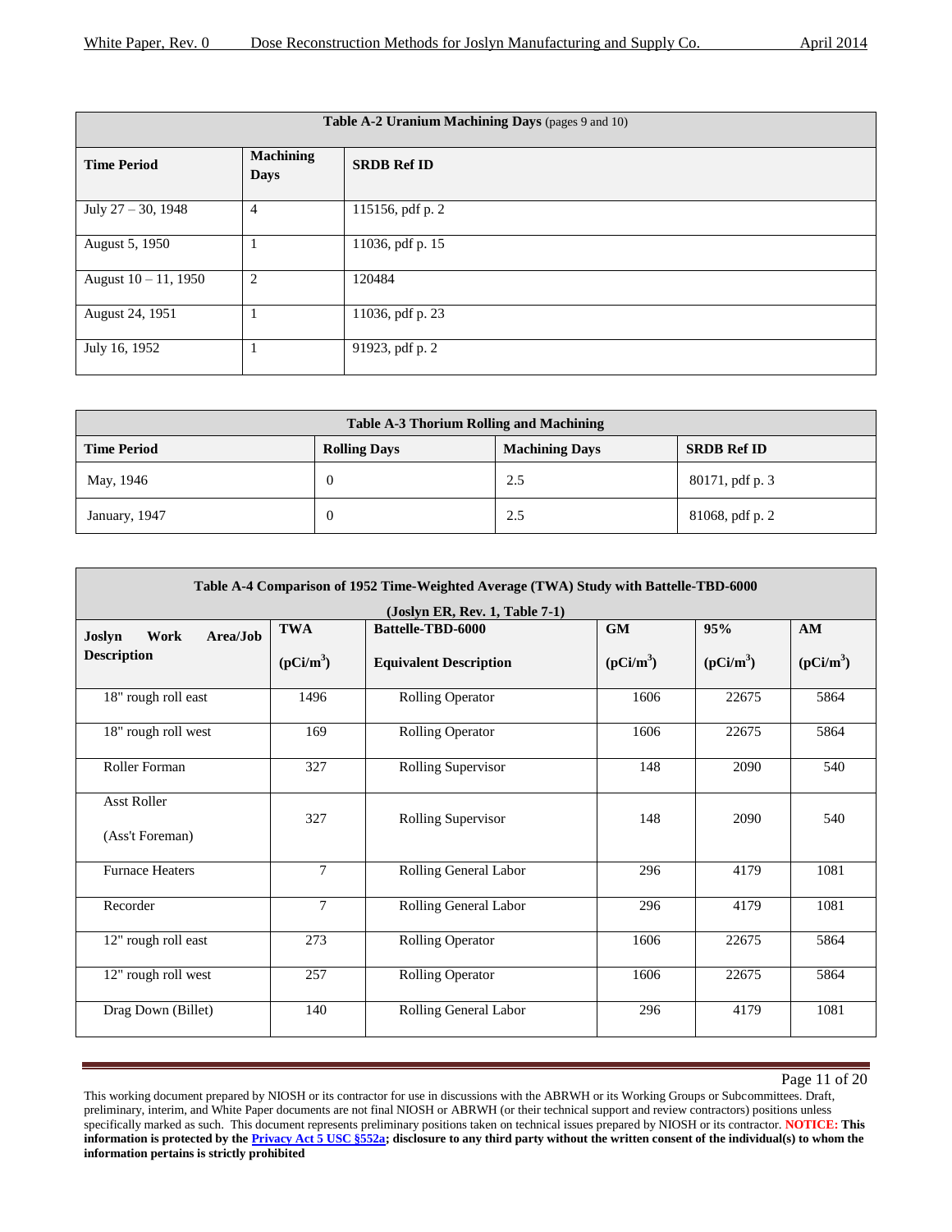| Table A-2 Uranium Machining Days (pages 9 and 10) | | |
|---|---|---|
| **Time Period** | **Machining Days** | **SRDB Ref ID** |
| July 27 – 30, 1948 | 4 | 115156, pdf p. 2 |
| August 5, 1950 | 1 | 11036, pdf p. 15 |
| August 10 – 11, 1950 | 2 | 120484 |
| August 24, 1951 | 1 | 11036, pdf p. 23 |
| July 16, 1952 | 1 | 91923, pdf p. 2 |

| Table A-3 Thorium Rolling and Machining | | | |
|---|---|---|---|
| **Time Period** | **Rolling Days** | **Machining Days** | **SRDB Ref ID** |
| May, 1946 | 0 | 2.5 | 80171, pdf p. 3 |
| January, 1947 | 0 | 2.5 | 81068, pdf p. 2 |

| Table A-4 Comparison of 1952 Time-Weighted Average (TWA) Study with Battelle-TBD-6000 (Joslyn ER, Rev. 1, Table 7-1) | | | | | |
|---|---|---|---|---|---|
| **Joslyn Work Area/Job Description** | **TWA ($pCi/m^3$)** | **Battelle-TBD-6000 Equivalent Description** | **GM ($pCi/m^3$)** | **95% ($pCi/m^3$)** | **AM ($pCi/m^3$)** |
| 18" rough roll east | 1496 | Rolling Operator | 1606 | 22675 | 5864 |
| 18" rough roll west | 169 | Rolling Operator | 1606 | 22675 | 5864 |
| Roller Forman | 327 | Rolling Supervisor | 148 | 2090 | 540 |
| Asst Roller (Ass't Foreman) | 327 | Rolling Supervisor | 148 | 2090 | 540 |
| Furnace Heaters | 7 | Rolling General Labor | 296 | 4179 | 1081 |
| Recorder | 7 | Rolling General Labor | 296 | 4179 | 1081 |
| 12" rough roll east | 273 | Rolling Operator | 1606 | 22675 | 5864 |
| 12" rough roll west | 257 | Rolling Operator | 1606 | 22675 | 5864 |
| Drag Down (Billet) | 140 | Rolling General Labor | 296 | 4179 | 1081 |

This working document prepared by NIOSH or its contractor for use in discussions with the ABRWH or its Working Groups or Subcommittees. Draft, preliminary, interim, and White Paper documents are not final NIOSH or ABRWH (or their technical support and review contractors) positions unless specifically marked as such. This document represents preliminary positions taken on technical issues prepared by NIOSH or its contractor. **NOTICE: This information is protected by the Privacy Act 5 USC §552a; disclosure to any third party without the written consent of the individual(s) to whom the information pertains is strictly prohibited**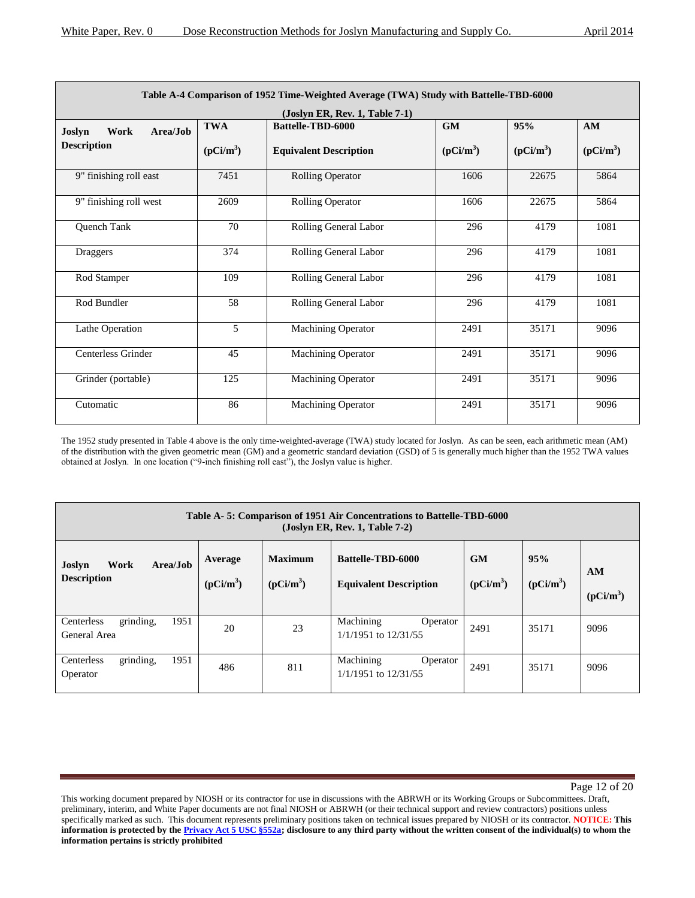**Table A-4 Comparison of 1952 Time-Weighted Average (TWA) Study with Battelle-TBD-6000 (Joslyn ER, Rev. 1, Table 7-1)**

| Joslyn Work Area/Job Description | TWA (pCi/m$^3$) | Battelle-TBD-6000 Equivalent Description | GM (pCi/m$^3$) | 95% (pCi/m$^3$) | AM (pCi/m$^3$) |
|---|---|---|---|---|---|
| 9" finishing roll east | 7451 | Rolling Operator | 1606 | 22675 | 5864 |
| 9" finishing roll west | 2609 | Rolling Operator | 1606 | 22675 | 5864 |
| Quench Tank | 70 | Rolling General Labor | 296 | 4179 | 1081 |
| Draggers | 374 | Rolling General Labor | 296 | 4179 | 1081 |
| Rod Stamper | 109 | Rolling General Labor | 296 | 4179 | 1081 |
| Rod Bundler | 58 | Rolling General Labor | 296 | 4179 | 1081 |
| Lathe Operation | 5 | Machining Operator | 2491 | 35171 | 9096 |
| Centerless Grinder | 45 | Machining Operator | 2491 | 35171 | 9096 |
| Grinder (portable) | 125 | Machining Operator | 2491 | 35171 | 9096 |
| Cutomatic | 86 | Machining Operator | 2491 | 35171 | 9096 |

The 1952 study presented in Table 4 above is the only time-weighted-average (TWA) study located for Joslyn. As can be seen, each arithmetic mean (AM) of the distribution with the given geometric mean (GM) and a geometric standard deviation (GSD) of 5 is generally much higher than the 1952 TWA values obtained at Joslyn. In one location ("9-inch finishing roll east"), the Joslyn value is higher.

**Table A- 5: Comparison of 1951 Air Concentrations to Battelle-TBD-6000 (Joslyn ER, Rev. 1, Table 7-2)**

| Joslyn Work Area/Job Description | Average (pCi/m$^3$) | Maximum (pCi/m$^3$) | Battelle-TBD-6000 Equivalent Description | GM (pCi/m$^3$) | 95% (pCi/m$^3$) | AM (pCi/m$^3$) |
|---|---|---|---|---|---|---|
| Centerless grinding, 1951 General Area | 20 | 23 | Machining Operator 1/1/1951 to 12/31/55 | 2491 | 35171 | 9096 |
| Centerless grinding, 1951 Operator | 486 | 811 | Machining Operator 1/1/1951 to 12/31/55 | 2491 | 35171 | 9096 |

This working document prepared by NIOSH or its contractor for use in discussions with the ABRWH or its Working Groups or Subcommittees. Draft, preliminary, interim, and White Paper documents are not final NIOSH or ABRWH (or their technical support and review contractors) positions unless specifically marked as such. This document represents preliminary positions taken on technical issues prepared by NIOSH or its contractor. **NOTICE: This information is protected by the Privacy Act 5 USC §552a; disclosure to any third party without the written consent of the individual(s) to whom the information pertains is strictly prohibited**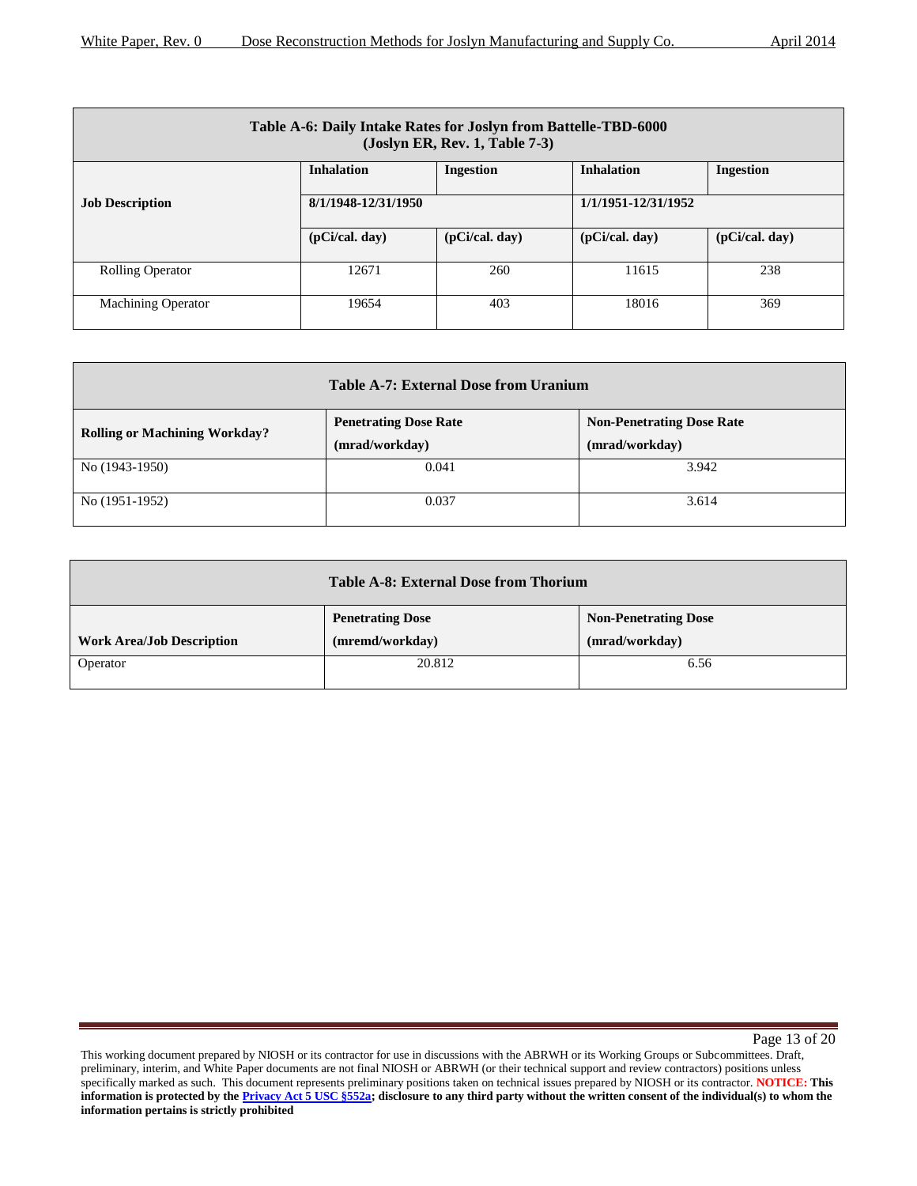| Table A-6: Daily Intake Rates for Joslyn from Battelle-TBD-6000 (Joslyn ER, Rev. 1, Table 7-3) | | | | |
|---|---|---|---|---|
| **Job Description** | **Inhalation** | **Ingestion** | **Inhalation** | **Ingestion** |
| | **8/1/1948-12/31/1950** | | **1/1/1951-12/31/1952** | |
| | **(pCi/cal. day)** | **(pCi/cal. day)** | **(pCi/cal. day)** | **(pCi/cal. day)** |
| Rolling Operator | 12671 | 260 | 11615 | 238 |
| Machining Operator | 19654 | 403 | 18016 | 369 |

| Table A-7: External Dose from Uranium | | |
|---|---|---|
| **Rolling or Machining Workday?** | **Penetrating Dose Rate (mrad/workday)** | **Non-Penetrating Dose Rate (mrad/workday)** |
| No (1943-1950) | 0.041 | 3.942 |
| No (1951-1952) | 0.037 | 3.614 |

| Table A-8: External Dose from Thorium | | |
|---|---|---|
| **Work Area/Job Description** | **Penetrating Dose (mremd/workday)** | **Non-Penetrating Dose (mrad/workday)** |
| Operator | 20.812 | 6.56 |

This working document prepared by NIOSH or its contractor for use in discussions with the ABRWH or its Working Groups or Subcommittees. Draft, preliminary, interim, and White Paper documents are not final NIOSH or ABRWH (or their technical support and review contractors) positions unless specifically marked as such. This document represents preliminary positions taken on technical issues prepared by NIOSH or its contractor. **NOTICE: This information is protected by the Privacy Act 5 USC §552a; disclosure to any third party without the written consent of the individual(s) to whom the information pertains is strictly prohibited**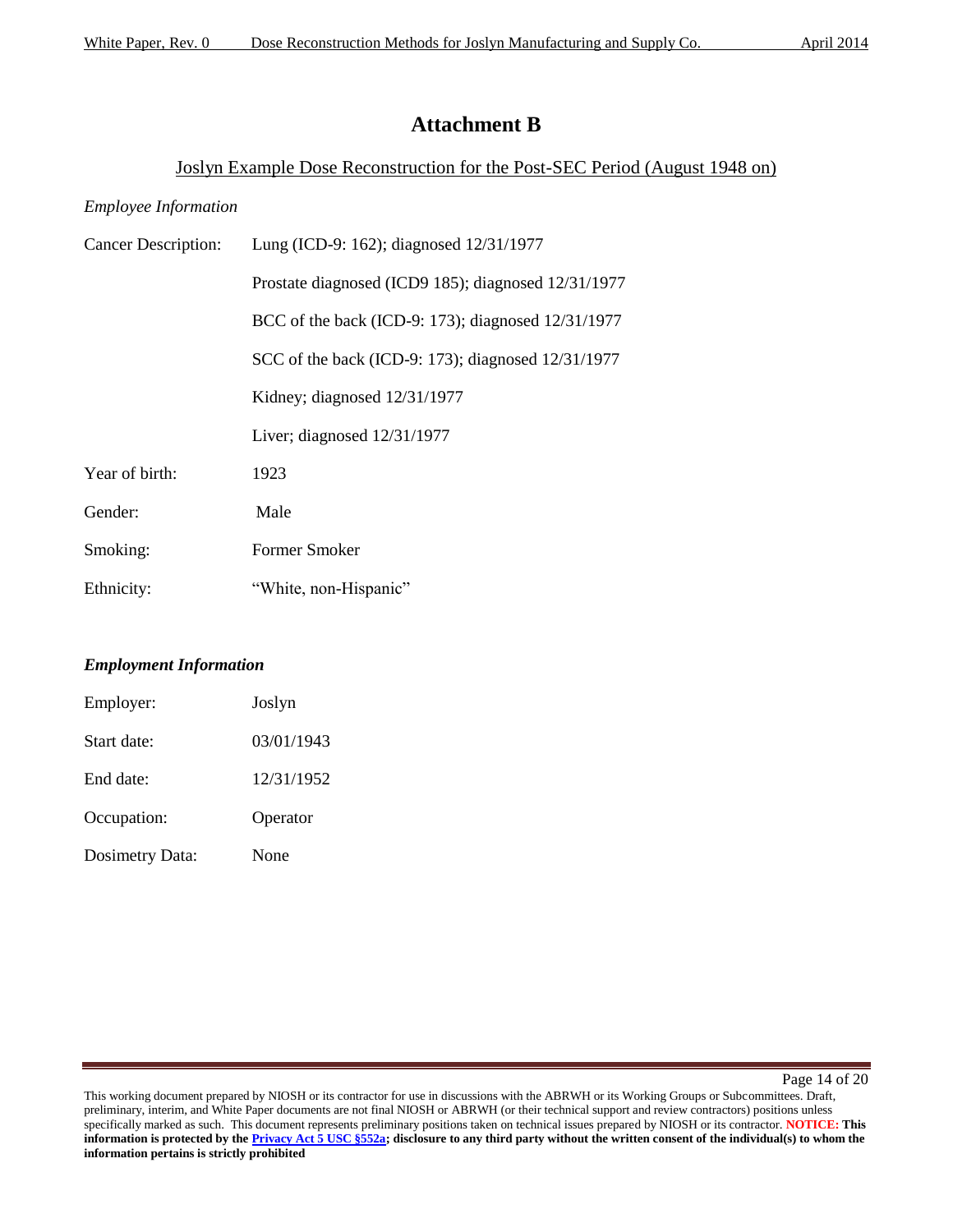# Attachment B

<u>Joslyn Example Dose Reconstruction for the Post-SEC Period (August 1948 on)</u>

*Employee Information*

Cancer Description: Lung (ICD-9: 162); diagnosed 12/31/1977

Prostate diagnosed (ICD9 185); diagnosed 12/31/1977

BCC of the back (ICD-9: 173); diagnosed 12/31/1977

SCC of the back (ICD-9: 173); diagnosed 12/31/1977

Kidney; diagnosed 12/31/1977

Liver; diagnosed 12/31/1977

Year of birth: 1923

Gender: Male

Smoking: Former Smoker

Ethnicity: "White, non-Hispanic"

***Employment Information***

Employer: Joslyn

Start date: 03/01/1943

End date: 12/31/1952

Occupation: Operator

Dosimetry Data: None

This working document prepared by NIOSH or its contractor for use in discussions with the ABRWH or its Working Groups or Subcommittees. Draft, preliminary, interim, and White Paper documents are not final NIOSH or ABRWH (or their technical support and review contractors) positions unless specifically marked as such. This document represents preliminary positions taken on technical issues prepared by NIOSH or its contractor. **NOTICE: This information is protected by the Privacy Act 5 USC §552a; disclosure to any third party without the written consent of the individual(s) to whom the information pertains is strictly prohibited**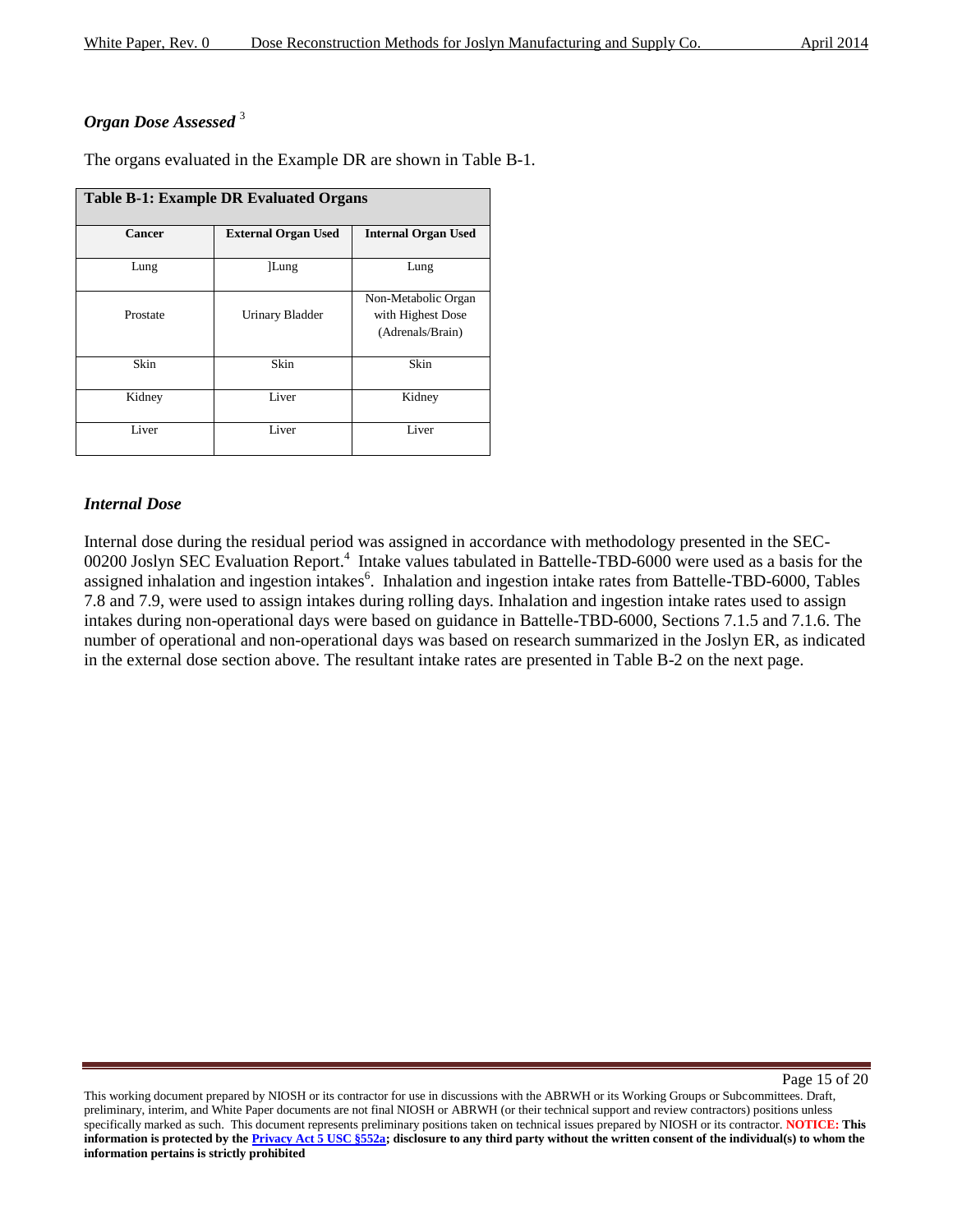### *Organ Dose Assessed* [3]

The organs evaluated in the Example DR are shown in Table B-1.

**Table B-1: Example DR Evaluated Organs**

| Cancer | External Organ Used | Internal Organ Used |
|---|---|---|
| Lung | ]Lung | Lung |
| Prostate | Urinary Bladder | Non-Metabolic Organ with Highest Dose (Adrenals/Brain) |
| Skin | Skin | Skin |
| Kidney | Liver | Kidney |
| Liver | Liver | Liver |

### *Internal Dose*

Internal dose during the residual period was assigned in accordance with methodology presented in the SEC-00200 Joslyn SEC Evaluation Report.[4] Intake values tabulated in Battelle-TBD-6000 were used as a basis for the assigned inhalation and ingestion intakes[6]. Inhalation and ingestion intake rates from Battelle-TBD-6000, Tables 7.8 and 7.9, were used to assign intakes during rolling days. Inhalation and ingestion intake rates used to assign intakes during non-operational days were based on guidance in Battelle-TBD-6000, Sections 7.1.5 and 7.1.6. The number of operational and non-operational days was based on research summarized in the Joslyn ER, as indicated in the external dose section above. The resultant intake rates are presented in Table B-2 on the next page.

This working document prepared by NIOSH or its contractor for use in discussions with the ABRWH or its Working Groups or Subcommittees. Draft, preliminary, interim, and White Paper documents are not final NIOSH or ABRWH (or their technical support and review contractors) positions unless specifically marked as such. This document represents preliminary positions taken on technical issues prepared by NIOSH or its contractor. **NOTICE: This information is protected by the Privacy Act 5 USC §552a; disclosure to any third party without the written consent of the individual(s) to whom the information pertains is strictly prohibited**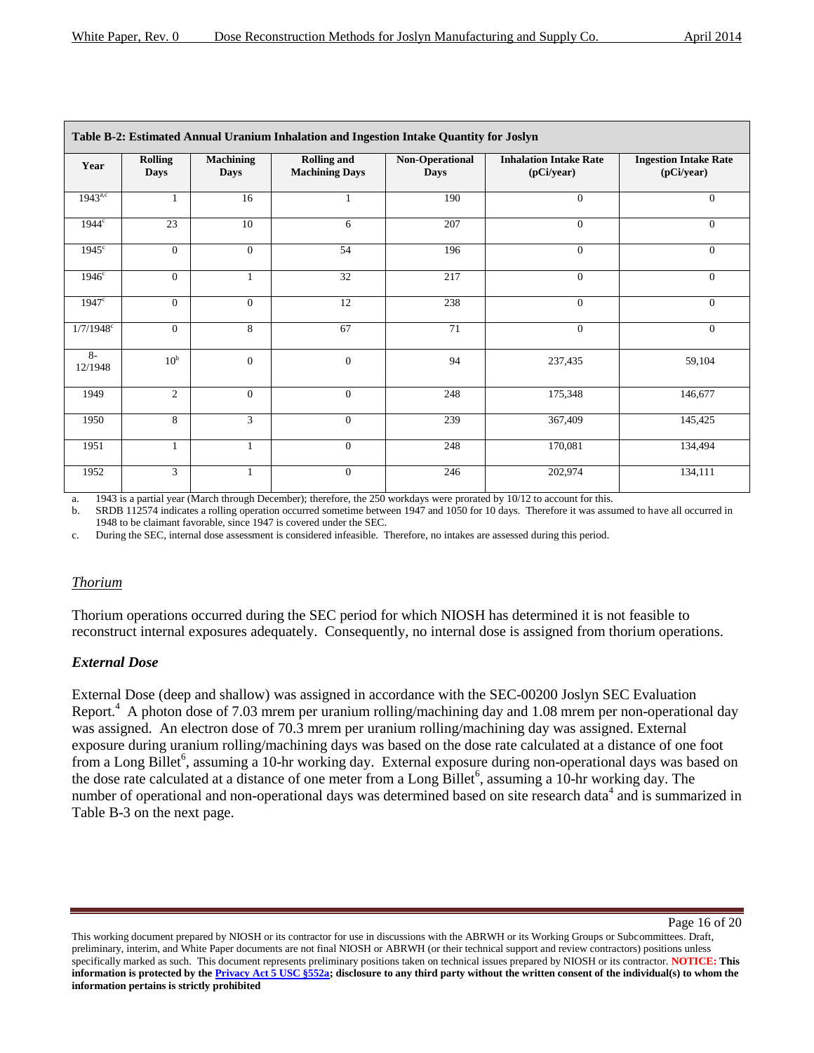**Table B-2: Estimated Annual Uranium Inhalation and Ingestion Intake Quantity for Joslyn**

| Year | Rolling Days | Machining Days | Rolling and Machining Days | Non-Operational Days | Inhalation Intake Rate (pCi/year) | Ingestion Intake Rate (pCi/year) |
|---|---|---|---|---|---|---|
| 1943[a,c] | 1 | 16 | 1 | 190 | 0 | 0 |
| 1944[c] | 23 | 10 | 6 | 207 | 0 | 0 |
| 1945[c] | 0 | 0 | 54 | 196 | 0 | 0 |
| 1946[c] | 0 | 1 | 32 | 217 | 0 | 0 |
| 1947[c] | 0 | 0 | 12 | 238 | 0 | 0 |
| 1/7/1948[c] | 0 | 8 | 67 | 71 | 0 | 0 |
| 8-12/1948 | 10[b] | 0 | 0 | 94 | 237,435 | 59,104 |
| 1949 | 2 | 0 | 0 | 248 | 175,348 | 146,677 |
| 1950 | 8 | 3 | 0 | 239 | 367,409 | 145,425 |
| 1951 | 1 | 1 | 0 | 248 | 170,081 | 134,494 |
| 1952 | 3 | 1 | 0 | 246 | 202,974 | 134,111 |

a. 1943 is a partial year (March through December); therefore, the 250 workdays were prorated by 10/12 to account for this.
b. SRDB 112574 indicates a rolling operation occurred sometime between 1947 and 1050 for 10 days. Therefore it was assumed to have all occurred in 1948 to be claimant favorable, since 1947 is covered under the SEC.
c. During the SEC, internal dose assessment is considered infeasible. Therefore, no intakes are assessed during this period.

### *Thorium*

Thorium operations occurred during the SEC period for which NIOSH has determined it is not feasible to reconstruct internal exposures adequately. Consequently, no internal dose is assigned from thorium operations.

### ***External Dose***

External Dose (deep and shallow) was assigned in accordance with the SEC-00200 Joslyn SEC Evaluation Report.[4] A photon dose of 7.03 mrem per uranium rolling/machining day and 1.08 mrem per non-operational day was assigned. An electron dose of 70.3 mrem per uranium rolling/machining day was assigned. External exposure during uranium rolling/machining days was based on the dose rate calculated at a distance of one foot from a Long Billet[6], assuming a 10-hr working day. External exposure during non-operational days was based on the dose rate calculated at a distance of one meter from a Long Billet[6], assuming a 10-hr working day. The number of operational and non-operational days was determined based on site research data[4] and is summarized in Table B-3 on the next page.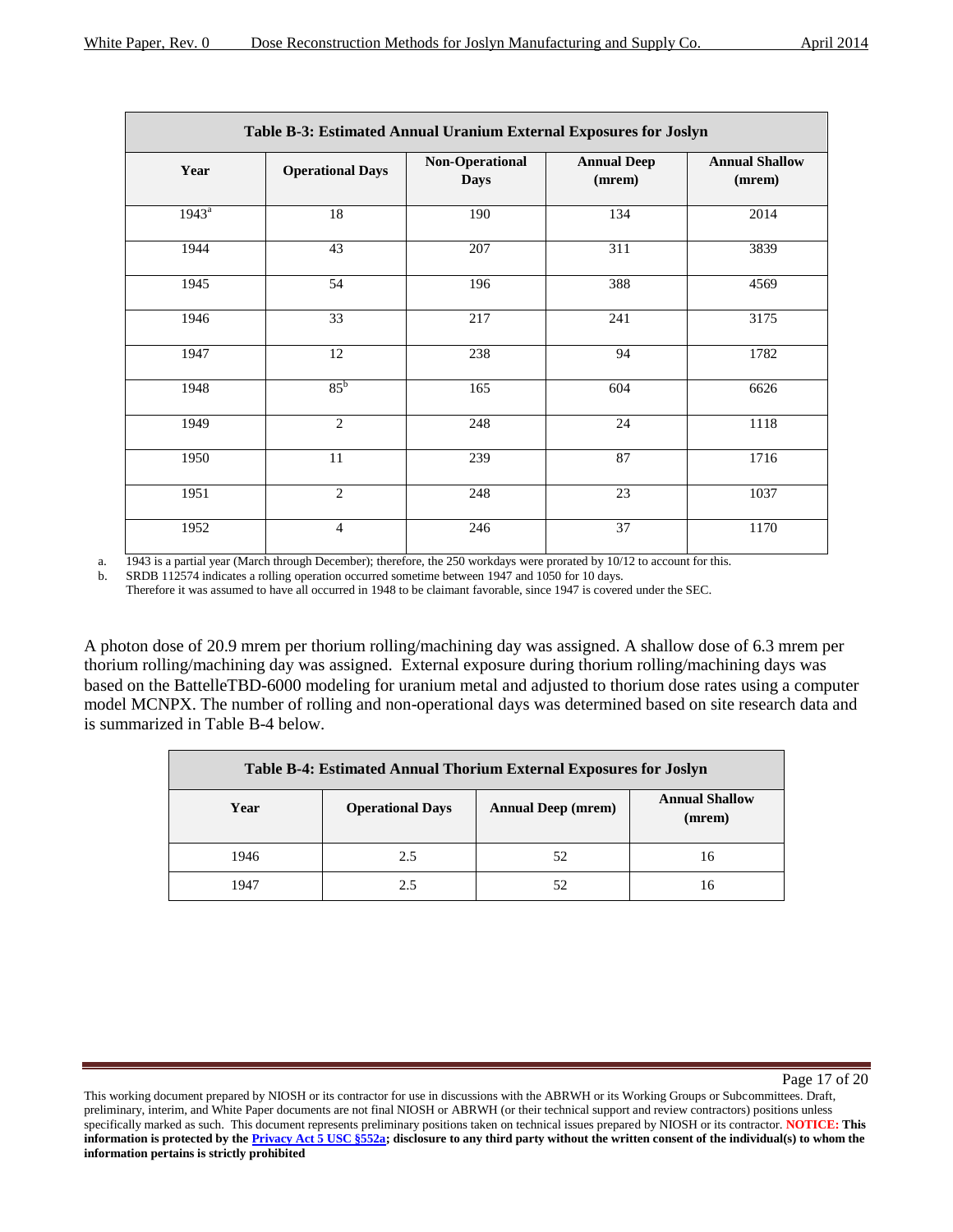| Table B-3: Estimated Annual Uranium External Exposures for Joslyn | | | | |
|---|---|---|---|---|
| **Year** | **Operational Days** | **Non-Operational Days** | **Annual Deep (mrem)** | **Annual Shallow (mrem)** |
| 1943[a] | 18 | 190 | 134 | 2014 |
| 1944 | 43 | 207 | 311 | 3839 |
| 1945 | 54 | 196 | 388 | 4569 |
| 1946 | 33 | 217 | 241 | 3175 |
| 1947 | 12 | 238 | 94 | 1782 |
| 1948 | 85[b] | 165 | 604 | 6626 |
| 1949 | 2 | 248 | 24 | 1118 |
| 1950 | 11 | 239 | 87 | 1716 |
| 1951 | 2 | 248 | 23 | 1037 |
| 1952 | 4 | 246 | 37 | 1170 |

a. 1943 is a partial year (March through December); therefore, the 250 workdays were prorated by 10/12 to account for this.

b. SRDB 112574 indicates a rolling operation occurred sometime between 1947 and 1050 for 10 days. Therefore it was assumed to have all occurred in 1948 to be claimant favorable, since 1947 is covered under the SEC.

A photon dose of 20.9 mrem per thorium rolling/machining day was assigned. A shallow dose of 6.3 mrem per thorium rolling/machining day was assigned. External exposure during thorium rolling/machining days was based on the BattelleTBD-6000 modeling for uranium metal and adjusted to thorium dose rates using a computer model MCNPX. The number of rolling and non-operational days was determined based on site research data and is summarized in Table B-4 below.

| Table B-4: Estimated Annual Thorium External Exposures for Joslyn | | | |
|---|---|---|---|
| **Year** | **Operational Days** | **Annual Deep (mrem)** | **Annual Shallow (mrem)** |
| 1946 | 2.5 | 52 | 16 |
| 1947 | 2.5 | 52 | 16 |

This working document prepared by NIOSH or its contractor for use in discussions with the ABRWH or its Working Groups or Subcommittees. Draft, preliminary, interim, and White Paper documents are not final NIOSH or ABRWH (or their technical support and review contractors) positions unless specifically marked as such. This document represents preliminary positions taken on technical issues prepared by NIOSH or its contractor. **NOTICE: This information is protected by the Privacy Act 5 USC §552a; disclosure to any third party without the written consent of the individual(s) to whom the information pertains is strictly prohibited**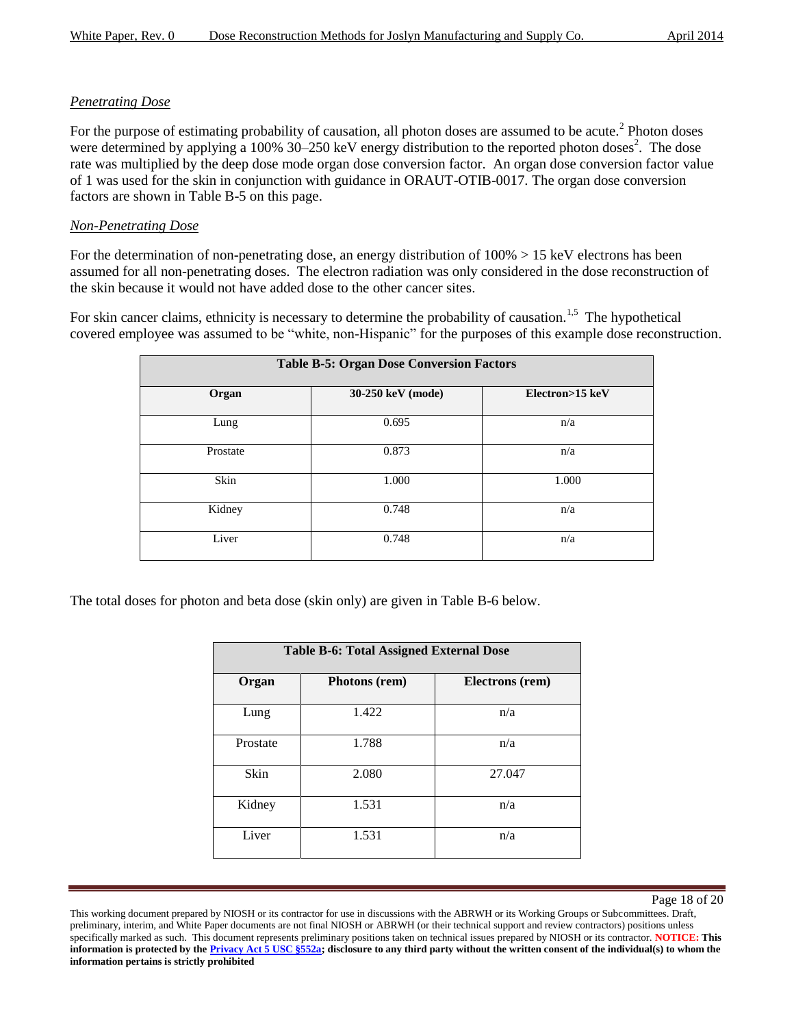*Penetrating Dose*

For the purpose of estimating probability of causation, all photon doses are assumed to be acute.[2] Photon doses were determined by applying a 100% 30–250 keV energy distribution to the reported photon doses[2]. The dose rate was multiplied by the deep dose mode organ dose conversion factor. An organ dose conversion factor value of 1 was used for the skin in conjunction with guidance in ORAUT-OTIB-0017. The organ dose conversion factors are shown in Table B-5 on this page.

*Non-Penetrating Dose*

For the determination of non-penetrating dose, an energy distribution of 100% > 15 keV electrons has been assumed for all non-penetrating doses. The electron radiation was only considered in the dose reconstruction of the skin because it would not have added dose to the other cancer sites.

For skin cancer claims, ethnicity is necessary to determine the probability of causation.[1,5] The hypothetical covered employee was assumed to be "white, non-Hispanic" for the purposes of this example dose reconstruction.

**Table B-5: Organ Dose Conversion Factors**

| Organ | 30-250 keV (mode) | Electron>15 keV |
|---|---|---|
| Lung | 0.695 | n/a |
| Prostate | 0.873 | n/a |
| Skin | 1.000 | 1.000 |
| Kidney | 0.748 | n/a |
| Liver | 0.748 | n/a |

The total doses for photon and beta dose (skin only) are given in Table B-6 below.

**Table B-6: Total Assigned External Dose**

| Organ | Photons (rem) | Electrons (rem) |
|---|---|---|
| Lung | 1.422 | n/a |
| Prostate | 1.788 | n/a |
| Skin | 2.080 | 27.047 |
| Kidney | 1.531 | n/a |
| Liver | 1.531 | n/a |

This working document prepared by NIOSH or its contractor for use in discussions with the ABRWH or its Working Groups or Subcommittees. Draft, preliminary, interim, and White Paper documents are not final NIOSH or ABRWH (or their technical support and review contractors) positions unless specifically marked as such. This document represents preliminary positions taken on technical issues prepared by NIOSH or its contractor. **NOTICE: This information is protected by the Privacy Act 5 USC §552a; disclosure to any third party without the written consent of the individual(s) to whom the information pertains is strictly prohibited**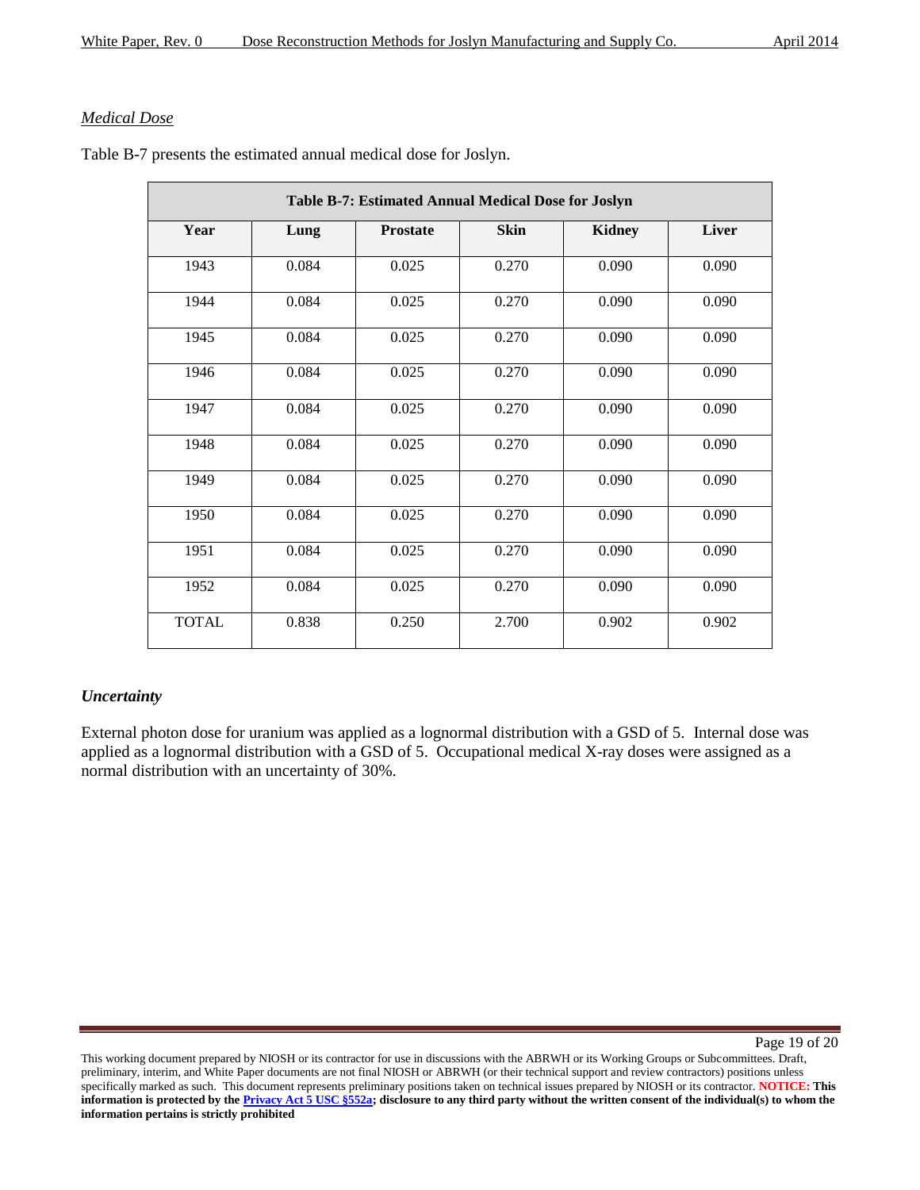*Medical Dose*

Table B-7 presents the estimated annual medical dose for Joslyn.

**Table B-7: Estimated Annual Medical Dose for Joslyn**

| Year | Lung | Prostate | Skin | Kidney | Liver |
|---|---|---|---|---|---|
| 1943 | 0.084 | 0.025 | 0.270 | 0.090 | 0.090 |
| 1944 | 0.084 | 0.025 | 0.270 | 0.090 | 0.090 |
| 1945 | 0.084 | 0.025 | 0.270 | 0.090 | 0.090 |
| 1946 | 0.084 | 0.025 | 0.270 | 0.090 | 0.090 |
| 1947 | 0.084 | 0.025 | 0.270 | 0.090 | 0.090 |
| 1948 | 0.084 | 0.025 | 0.270 | 0.090 | 0.090 |
| 1949 | 0.084 | 0.025 | 0.270 | 0.090 | 0.090 |
| 1950 | 0.084 | 0.025 | 0.270 | 0.090 | 0.090 |
| 1951 | 0.084 | 0.025 | 0.270 | 0.090 | 0.090 |
| 1952 | 0.084 | 0.025 | 0.270 | 0.090 | 0.090 |
| TOTAL | 0.838 | 0.250 | 2.700 | 0.902 | 0.902 |

***Uncertainty***

External photon dose for uranium was applied as a lognormal distribution with a GSD of 5. Internal dose was applied as a lognormal distribution with a GSD of 5. Occupational medical X-ray doses were assigned as a normal distribution with an uncertainty of 30%.

This working document prepared by NIOSH or its contractor for use in discussions with the ABRWH or its Working Groups or Subcommittees. Draft, preliminary, interim, and White Paper documents are not final NIOSH or ABRWH (or their technical support and review contractors) positions unless specifically marked as such. This document represents preliminary positions taken on technical issues prepared by NIOSH or its contractor. **NOTICE: This information is protected by the Privacy Act 5 USC §552a; disclosure to any third party without the written consent of the individual(s) to whom the information pertains is strictly prohibited**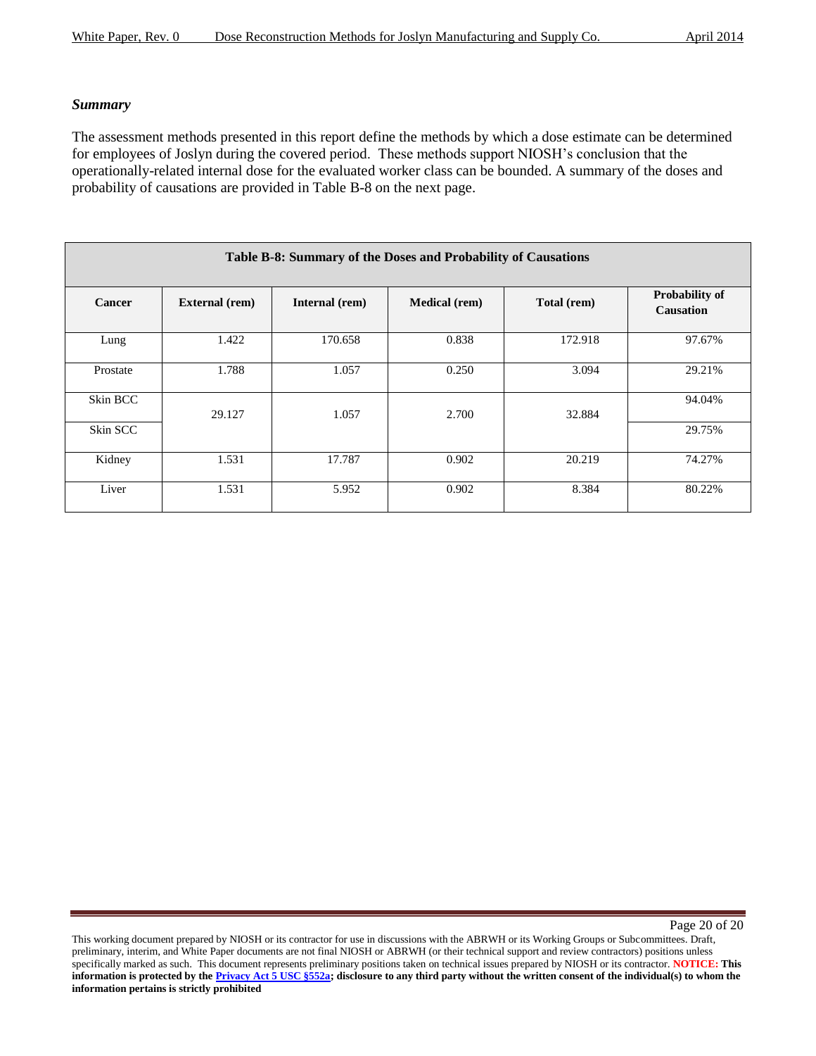***Summary***

The assessment methods presented in this report define the methods by which a dose estimate can be determined for employees of Joslyn during the covered period. These methods support NIOSH's conclusion that the operationally-related internal dose for the evaluated worker class can be bounded. A summary of the doses and probability of causations are provided in Table B-8 on the next page.

**Table B-8: Summary of the Doses and Probability of Causations**

| Cancer | External (rem) | Internal (rem) | Medical (rem) | Total (rem) | Probability of Causation |
|---|---|---|---|---|---|
| Lung | 1.422 | 170.658 | 0.838 | 172.918 | 97.67% |
| Prostate | 1.788 | 1.057 | 0.250 | 3.094 | 29.21% |
| Skin BCC | 29.127 | 1.057 | 2.700 | 32.884 | 94.04% |
| Skin SCC | | | | | 29.75% |
| Kidney | 1.531 | 17.787 | 0.902 | 20.219 | 74.27% |
| Liver | 1.531 | 5.952 | 0.902 | 8.384 | 80.22% |

This working document prepared by NIOSH or its contractor for use in discussions with the ABRWH or its Working Groups or Subcommittees. Draft, preliminary, interim, and White Paper documents are not final NIOSH or ABRWH (or their technical support and review contractors) positions unless specifically marked as such. This document represents preliminary positions taken on technical issues prepared by NIOSH or its contractor. **NOTICE: This information is protected by the Privacy Act 5 USC §552a; disclosure to any third party without the written consent of the individual(s) to whom the information pertains is strictly prohibited**